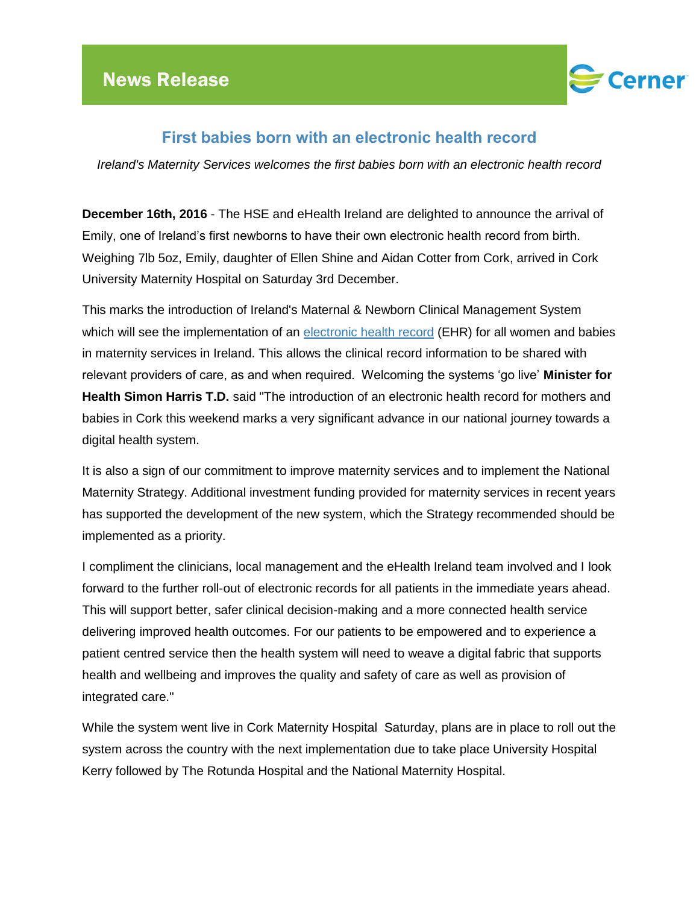News Release

Cerner

# First babies born with an electronic health record

*Ireland's Maternity Services welcomes the first babies born with an electronic health record*

**December 16th, 2016** - The HSE and eHealth Ireland are delighted to announce the arrival of Emily, one of Ireland's first newborns to have their own electronic health record from birth. Weighing 7lb 5oz, Emily, daughter of Ellen Shine and Aidan Cotter from Cork, arrived in Cork University Maternity Hospital on Saturday 3rd December.

This marks the introduction of Ireland's Maternal & Newborn Clinical Management System which will see the implementation of an electronic health record (EHR) for all women and babies in maternity services in Ireland. This allows the clinical record information to be shared with relevant providers of care, as and when required. Welcoming the systems 'go live' **Minister for Health Simon Harris T.D.** said "The introduction of an electronic health record for mothers and babies in Cork this weekend marks a very significant advance in our national journey towards a digital health system.

It is also a sign of our commitment to improve maternity services and to implement the National Maternity Strategy. Additional investment funding provided for maternity services in recent years has supported the development of the new system, which the Strategy recommended should be implemented as a priority.

I compliment the clinicians, local management and the eHealth Ireland team involved and I look forward to the further roll-out of electronic records for all patients in the immediate years ahead. This will support better, safer clinical decision-making and a more connected health service delivering improved health outcomes. For our patients to be empowered and to experience a patient centred service then the health system will need to weave a digital fabric that supports health and wellbeing and improves the quality and safety of care as well as provision of integrated care."

While the system went live in Cork Maternity Hospital Saturday, plans are in place to roll out the system across the country with the next implementation due to take place University Hospital Kerry followed by The Rotunda Hospital and the National Maternity Hospital.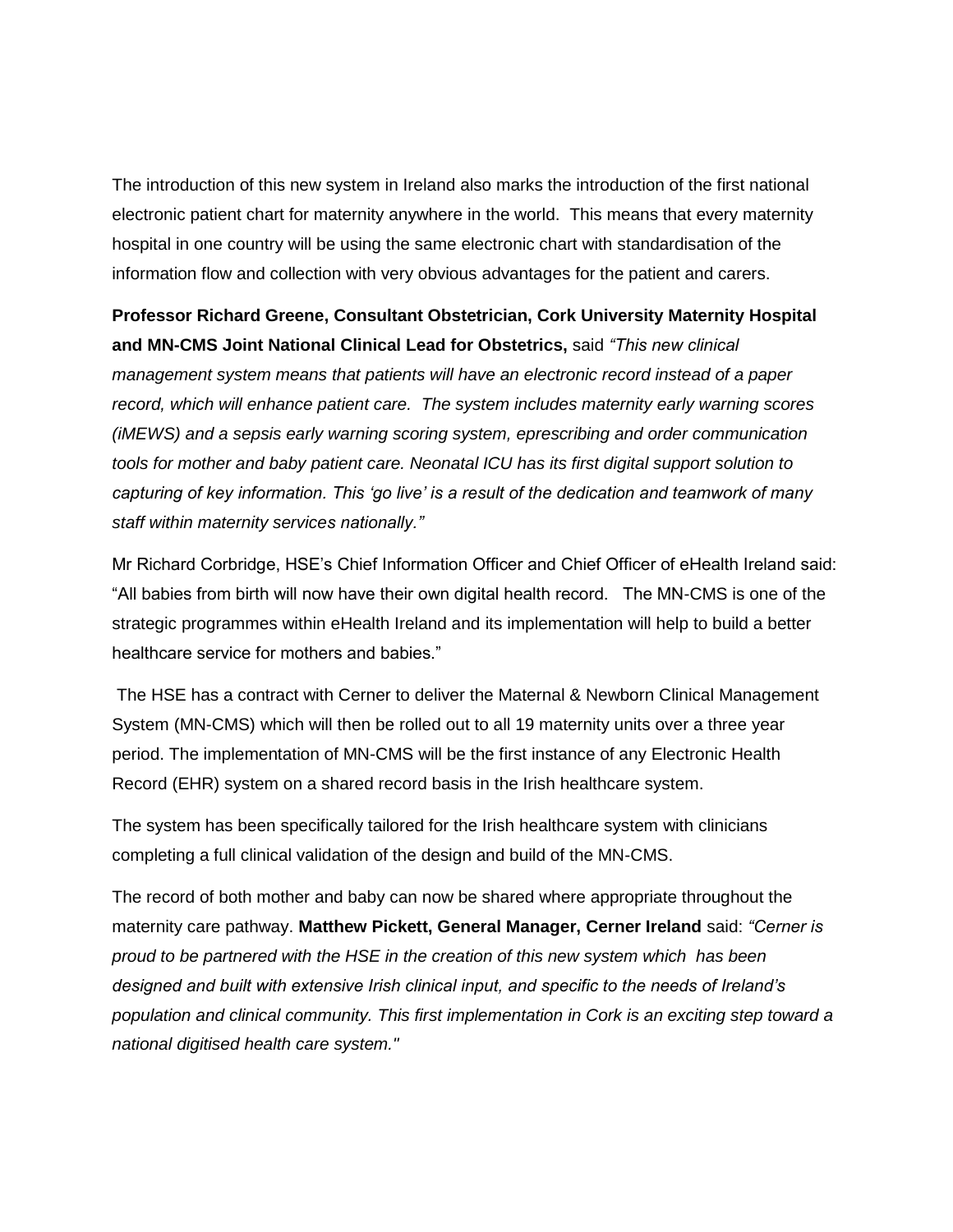The introduction of this new system in Ireland also marks the introduction of the first national electronic patient chart for maternity anywhere in the world. This means that every maternity hospital in one country will be using the same electronic chart with standardisation of the information flow and collection with very obvious advantages for the patient and carers.

**Professor Richard Greene, Consultant Obstetrician, Cork University Maternity Hospital and MN-CMS Joint National Clinical Lead for Obstetrics,** said *"This new clinical management system means that patients will have an electronic record instead of a paper record, which will enhance patient care. The system includes maternity early warning scores (iMEWS) and a sepsis early warning scoring system, eprescribing and order communication tools for mother and baby patient care. Neonatal ICU has its first digital support solution to capturing of key information. This 'go live' is a result of the dedication and teamwork of many staff within maternity services nationally."*

Mr Richard Corbridge, HSE's Chief Information Officer and Chief Officer of eHealth Ireland said: "All babies from birth will now have their own digital health record. The MN-CMS is one of the strategic programmes within eHealth Ireland and its implementation will help to build a better healthcare service for mothers and babies."

The HSE has a contract with Cerner to deliver the Maternal & Newborn Clinical Management System (MN-CMS) which will then be rolled out to all 19 maternity units over a three year period. The implementation of MN-CMS will be the first instance of any Electronic Health Record (EHR) system on a shared record basis in the Irish healthcare system.

The system has been specifically tailored for the Irish healthcare system with clinicians completing a full clinical validation of the design and build of the MN-CMS.

The record of both mother and baby can now be shared where appropriate throughout the maternity care pathway. **Matthew Pickett, General Manager, Cerner Ireland** said: *"Cerner is proud to be partnered with the HSE in the creation of this new system which has been designed and built with extensive Irish clinical input, and specific to the needs of Ireland's population and clinical community. This first implementation in Cork is an exciting step toward a national digitised health care system."*